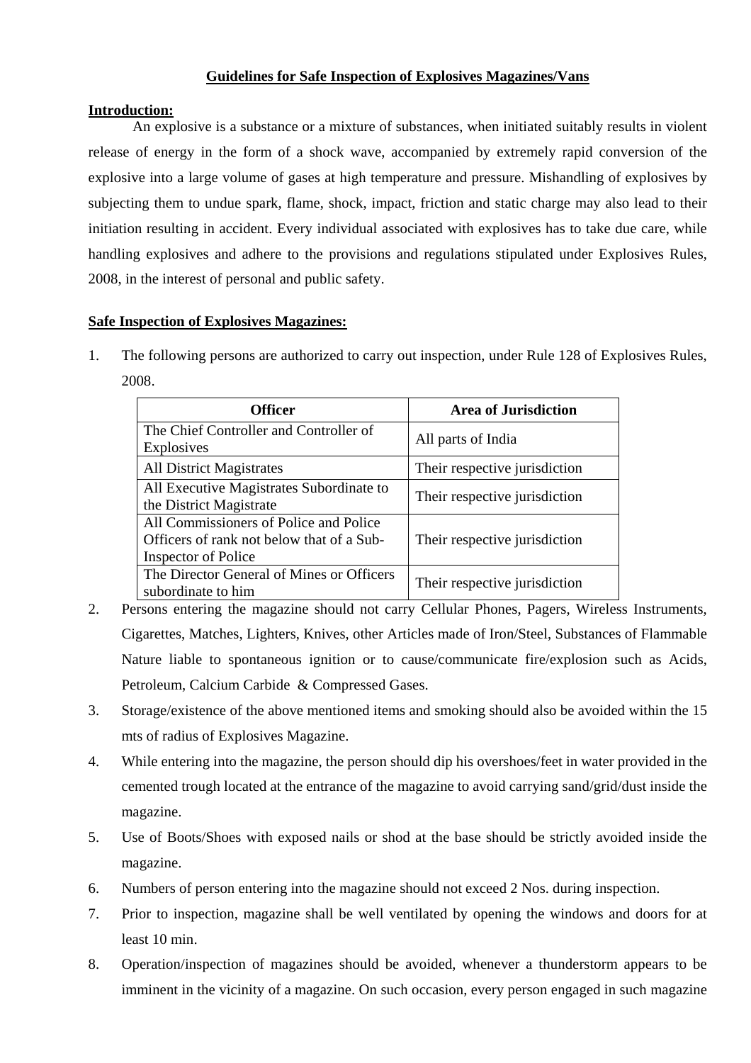# Guidelines for Safe Inspection of Explosives Magazines/Vans

**Introduction:**

An explosive is a substance or a mixture of substances, when initiated suitably results in violent release of energy in the form of a shock wave, accompanied by extremely rapid conversion of the explosive into a large volume of gases at high temperature and pressure. Mishandling of explosives by subjecting them to undue spark, flame, shock, impact, friction and static charge may also lead to their initiation resulting in accident. Every individual associated with explosives has to take due care, while handling explosives and adhere to the provisions and regulations stipulated under Explosives Rules, 2008, in the interest of personal and public safety.

**Safe Inspection of Explosives Magazines:**

1. The following persons are authorized to carry out inspection, under Rule 128 of Explosives Rules, 2008.

| Officer | Area of Jurisdiction |
|---|---|
| The Chief Controller and Controller of Explosives | All parts of India |
| All District Magistrates | Their respective jurisdiction |
| All Executive Magistrates Subordinate to the District Magistrate | Their respective jurisdiction |
| All Commissioners of Police and Police Officers of rank not below that of a Sub-Inspector of Police | Their respective jurisdiction |
| The Director General of Mines or Officers subordinate to him | Their respective jurisdiction |

2. Persons entering the magazine should not carry Cellular Phones, Pagers, Wireless Instruments, Cigarettes, Matches, Lighters, Knives, other Articles made of Iron/Steel, Substances of Flammable Nature liable to spontaneous ignition or to cause/communicate fire/explosion such as Acids, Petroleum, Calcium Carbide & Compressed Gases.
3. Storage/existence of the above mentioned items and smoking should also be avoided within the 15 mts of radius of Explosives Magazine.
4. While entering into the magazine, the person should dip his overshoes/feet in water provided in the cemented trough located at the entrance of the magazine to avoid carrying sand/grid/dust inside the magazine.
5. Use of Boots/Shoes with exposed nails or shod at the base should be strictly avoided inside the magazine.
6. Numbers of person entering into the magazine should not exceed 2 Nos. during inspection.
7. Prior to inspection, magazine shall be well ventilated by opening the windows and doors for at least 10 min.
8. Operation/inspection of magazines should be avoided, whenever a thunderstorm appears to be imminent in the vicinity of a magazine. On such occasion, every person engaged in such magazine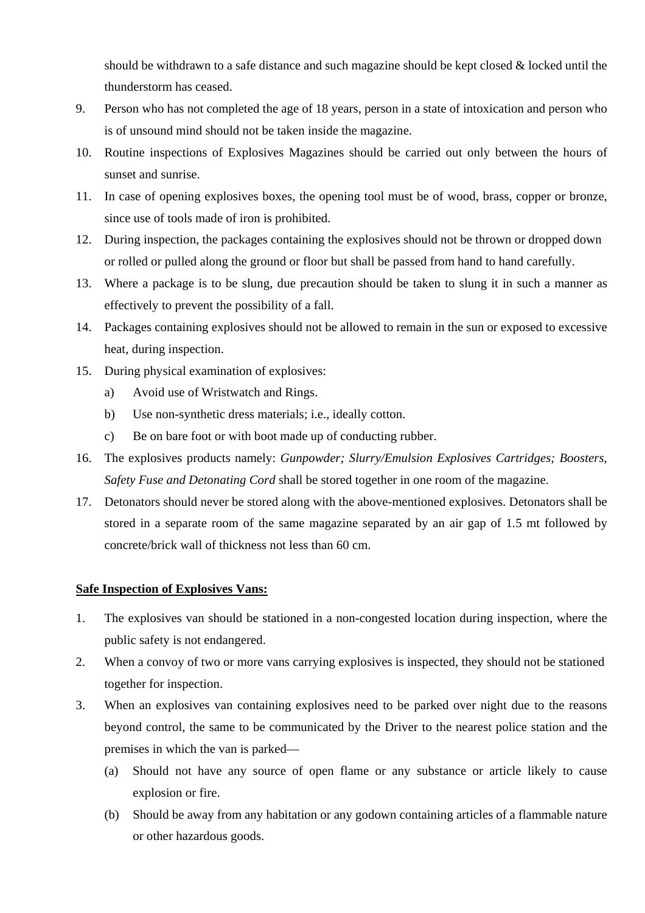should be withdrawn to a safe distance and such magazine should be kept closed & locked until the thunderstorm has ceased.

9. Person who has not completed the age of 18 years, person in a state of intoxication and person who is of unsound mind should not be taken inside the magazine.
10. Routine inspections of Explosives Magazines should be carried out only between the hours of sunset and sunrise.
11. In case of opening explosives boxes, the opening tool must be of wood, brass, copper or bronze, since use of tools made of iron is prohibited.
12. During inspection, the packages containing the explosives should not be thrown or dropped down or rolled or pulled along the ground or floor but shall be passed from hand to hand carefully.
13. Where a package is to be slung, due precaution should be taken to slung it in such a manner as effectively to prevent the possibility of a fall.
14. Packages containing explosives should not be allowed to remain in the sun or exposed to excessive heat, during inspection.
15. During physical examination of explosives:
    a) Avoid use of Wristwatch and Rings.
    b) Use non-synthetic dress materials; i.e., ideally cotton.
    c) Be on bare foot or with boot made up of conducting rubber.
16. The explosives products namely: *Gunpowder; Slurry/Emulsion Explosives Cartridges; Boosters, Safety Fuse and Detonating Cord* shall be stored together in one room of the magazine.
17. Detonators should never be stored along with the above-mentioned explosives. Detonators shall be stored in a separate room of the same magazine separated by an air gap of 1.5 mt followed by concrete/brick wall of thickness not less than 60 cm.

**Safe Inspection of Explosives Vans:**

1. The explosives van should be stationed in a non-congested location during inspection, where the public safety is not endangered.
2. When a convoy of two or more vans carrying explosives is inspected, they should not be stationed together for inspection.
3. When an explosives van containing explosives need to be parked over night due to the reasons beyond control, the same to be communicated by the Driver to the nearest police station and the premises in which the van is parked—
    (a) Should not have any source of open flame or any substance or article likely to cause explosion or fire.
    (b) Should be away from any habitation or any godown containing articles of a flammable nature or other hazardous goods.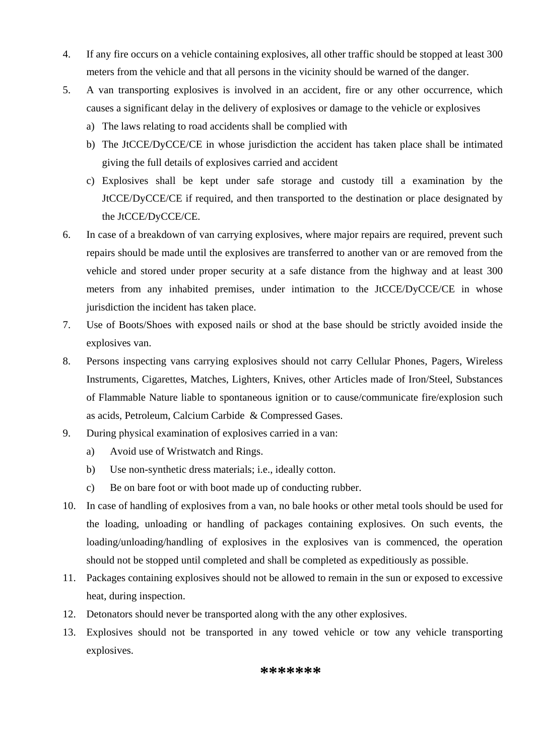4. If any fire occurs on a vehicle containing explosives, all other traffic should be stopped at least 300 meters from the vehicle and that all persons in the vicinity should be warned of the danger.
5. A van transporting explosives is involved in an accident, fire or any other occurrence, which causes a significant delay in the delivery of explosives or damage to the vehicle or explosives
   a) The laws relating to road accidents shall be complied with
   b) The JtCCE/DyCCE/CE in whose jurisdiction the accident has taken place shall be intimated giving the full details of explosives carried and accident
   c) Explosives shall be kept under safe storage and custody till a examination by the JtCCE/DyCCE/CE if required, and then transported to the destination or place designated by the JtCCE/DyCCE/CE.
6. In case of a breakdown of van carrying explosives, where major repairs are required, prevent such repairs should be made until the explosives are transferred to another van or are removed from the vehicle and stored under proper security at a safe distance from the highway and at least 300 meters from any inhabited premises, under intimation to the JtCCE/DyCCE/CE in whose jurisdiction the incident has taken place.
7. Use of Boots/Shoes with exposed nails or shod at the base should be strictly avoided inside the explosives van.
8. Persons inspecting vans carrying explosives should not carry Cellular Phones, Pagers, Wireless Instruments, Cigarettes, Matches, Lighters, Knives, other Articles made of Iron/Steel, Substances of Flammable Nature liable to spontaneous ignition or to cause/communicate fire/explosion such as acids, Petroleum, Calcium Carbide & Compressed Gases.
9. During physical examination of explosives carried in a van:
   a) Avoid use of Wristwatch and Rings.
   b) Use non-synthetic dress materials; i.e., ideally cotton.
   c) Be on bare foot or with boot made up of conducting rubber.
10. In case of handling of explosives from a van, no bale hooks or other metal tools should be used for the loading, unloading or handling of packages containing explosives. On such events, the loading/unloading/handling of explosives in the explosives van is commenced, the operation should not be stopped until completed and shall be completed as expeditiously as possible.
11. Packages containing explosives should not be allowed to remain in the sun or exposed to excessive heat, during inspection.
12. Detonators should never be transported along with the any other explosives.
13. Explosives should not be transported in any towed vehicle or tow any vehicle transporting explosives.

*******